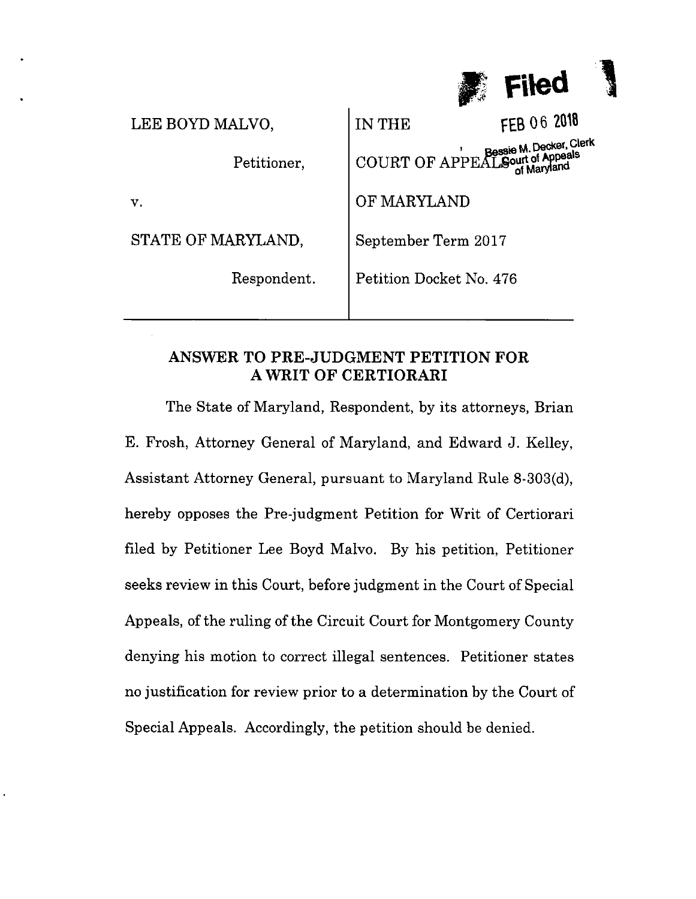Filed

FEB 06 2018

Bessie M. Decker, Clerk
Court of Appeals
of Maryland

| | |
|---|---|
| LEE BOYD MALVO, | IN THE |
| Petitioner, | COURT OF APPEALS |
| v. | OF MARYLAND |
| STATE OF MARYLAND, | September Term 2017 |
| Respondent. | Petition Docket No. 476 |

## ANSWER TO PRE-JUDGMENT PETITION FOR A WRIT OF CERTIORARI

The State of Maryland, Respondent, by its attorneys, Brian E. Frosh, Attorney General of Maryland, and Edward J. Kelley, Assistant Attorney General, pursuant to Maryland Rule 8-303(d), hereby opposes the Pre-judgment Petition for Writ of Certiorari filed by Petitioner Lee Boyd Malvo. By his petition, Petitioner seeks review in this Court, before judgment in the Court of Special Appeals, of the ruling of the Circuit Court for Montgomery County denying his motion to correct illegal sentences. Petitioner states no justification for review prior to a determination by the Court of Special Appeals. Accordingly, the petition should be denied.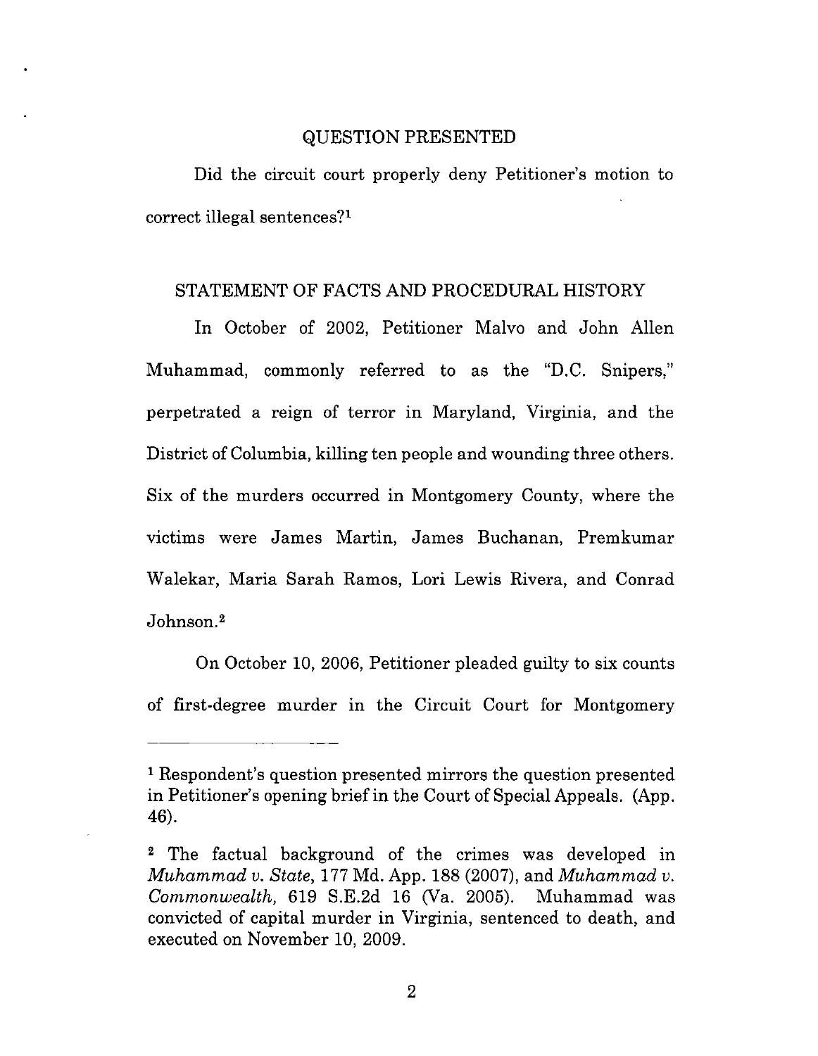## QUESTION PRESENTED

Did the circuit court properly deny Petitioner's motion to correct illegal sentences?[1]

## STATEMENT OF FACTS AND PROCEDURAL HISTORY

In October of 2002, Petitioner Malvo and John Allen Muhammad, commonly referred to as the "D.C. Snipers," perpetrated a reign of terror in Maryland, Virginia, and the District of Columbia, killing ten people and wounding three others. Six of the murders occurred in Montgomery County, where the victims were James Martin, James Buchanan, Premkumar Walekar, Maria Sarah Ramos, Lori Lewis Rivera, and Conrad Johnson.[2]

On October 10, 2006, Petitioner pleaded guilty to six counts of first-degree murder in the Circuit Court for Montgomery

---

[1] Respondent's question presented mirrors the question presented in Petitioner's opening brief in the Court of Special Appeals. (App. 46).

[2] The factual background of the crimes was developed in *Muhammad v. State*, 177 Md. App. 188 (2007), and *Muhammad v. Commonwealth*, 619 S.E.2d 16 (Va. 2005). Muhammad was convicted of capital murder in Virginia, sentenced to death, and executed on November 10, 2009.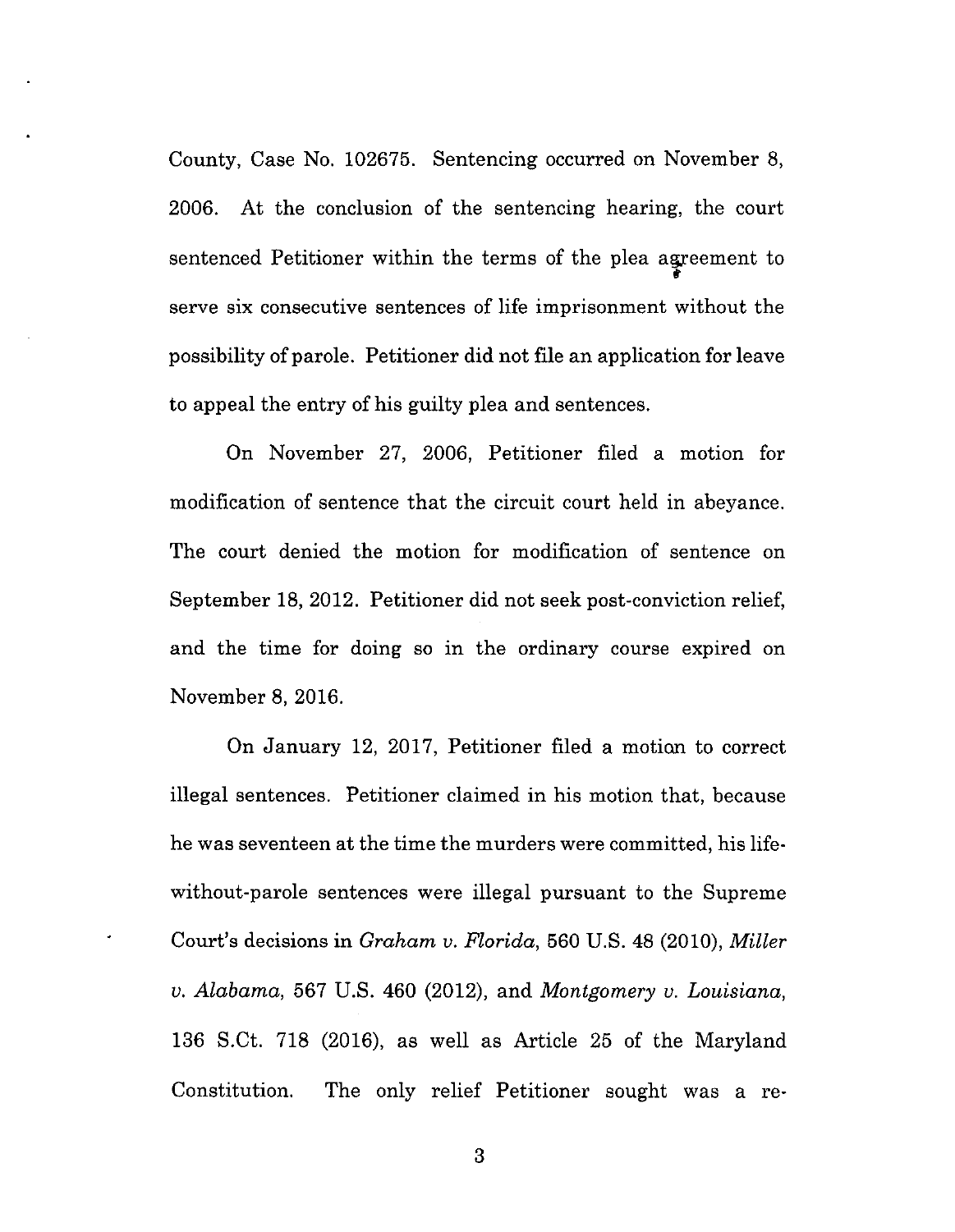County, Case No. 102675. Sentencing occurred on November 8, 2006. At the conclusion of the sentencing hearing, the court sentenced Petitioner within the terms of the plea agreement to serve six consecutive sentences of life imprisonment without the possibility of parole. Petitioner did not file an application for leave to appeal the entry of his guilty plea and sentences.

On November 27, 2006, Petitioner filed a motion for modification of sentence that the circuit court held in abeyance. The court denied the motion for modification of sentence on September 18, 2012. Petitioner did not seek post-conviction relief, and the time for doing so in the ordinary course expired on November 8, 2016.

On January 12, 2017, Petitioner filed a motion to correct illegal sentences. Petitioner claimed in his motion that, because he was seventeen at the time the murders were committed, his life-without-parole sentences were illegal pursuant to the Supreme Court's decisions in *Graham v. Florida*, 560 U.S. 48 (2010), *Miller v. Alabama*, 567 U.S. 460 (2012), and *Montgomery v. Louisiana*, 136 S.Ct. 718 (2016), as well as Article 25 of the Maryland Constitution. The only relief Petitioner sought was a re-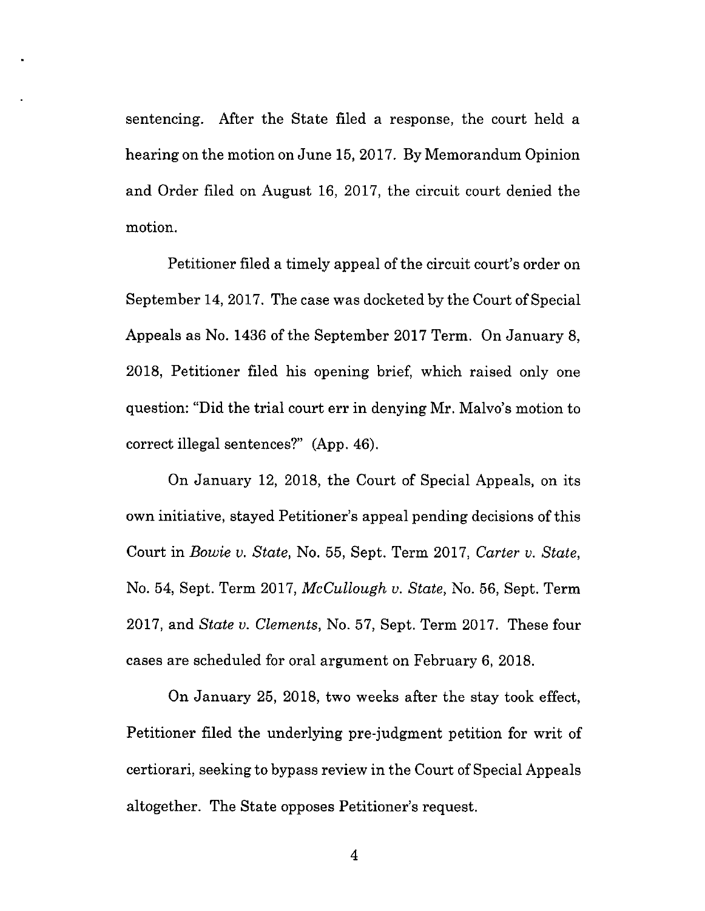sentencing. After the State filed a response, the court held a hearing on the motion on June 15, 2017. By Memorandum Opinion and Order filed on August 16, 2017, the circuit court denied the motion.

Petitioner filed a timely appeal of the circuit court's order on September 14, 2017. The case was docketed by the Court of Special Appeals as No. 1436 of the September 2017 Term. On January 8, 2018, Petitioner filed his opening brief, which raised only one question: "Did the trial court err in denying Mr. Malvo's motion to correct illegal sentences?" (App. 46).

On January 12, 2018, the Court of Special Appeals, on its own initiative, stayed Petitioner's appeal pending decisions of this Court in *Bowie v. State*, No. 55, Sept. Term 2017, *Carter v. State*, No. 54, Sept. Term 2017, *McCullough v. State*, No. 56, Sept. Term 2017, and *State v. Clements*, No. 57, Sept. Term 2017. These four cases are scheduled for oral argument on February 6, 2018.

On January 25, 2018, two weeks after the stay took effect, Petitioner filed the underlying pre-judgment petition for writ of certiorari, seeking to bypass review in the Court of Special Appeals altogether. The State opposes Petitioner's request.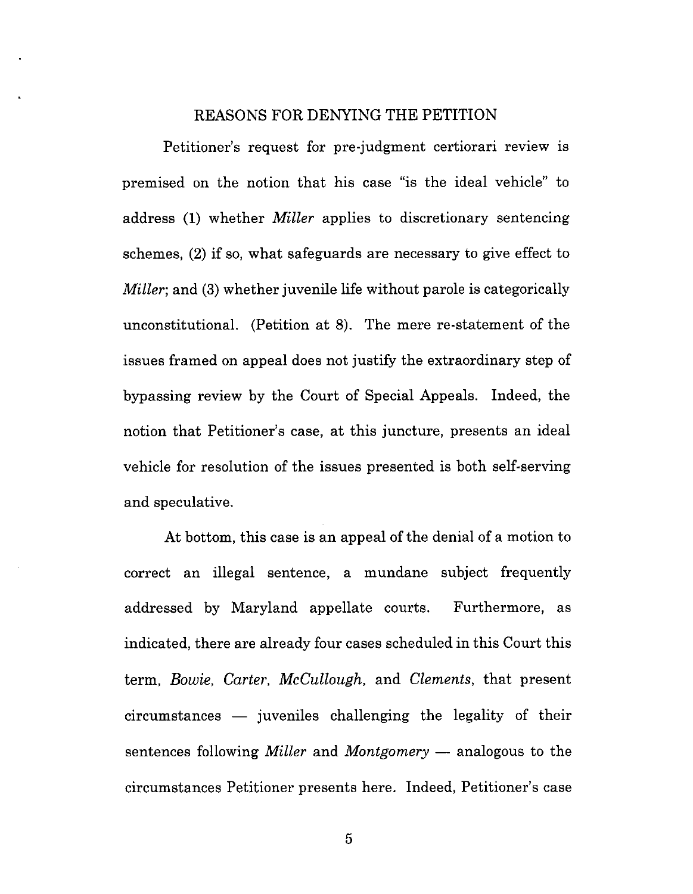## REASONS FOR DENYING THE PETITION

Petitioner's request for pre-judgment certiorari review is premised on the notion that his case "is the ideal vehicle" to address (1) whether *Miller* applies to discretionary sentencing schemes, (2) if so, what safeguards are necessary to give effect to *Miller*; and (3) whether juvenile life without parole is categorically unconstitutional. (Petition at 8). The mere re-statement of the issues framed on appeal does not justify the extraordinary step of bypassing review by the Court of Special Appeals. Indeed, the notion that Petitioner's case, at this juncture, presents an ideal vehicle for resolution of the issues presented is both self-serving and speculative.

At bottom, this case is an appeal of the denial of a motion to correct an illegal sentence, a mundane subject frequently addressed by Maryland appellate courts. Furthermore, as indicated, there are already four cases scheduled in this Court this term, *Bowie, Carter, McCullough,* and *Clements,* that present circumstances — juveniles challenging the legality of their sentences following *Miller* and *Montgomery* — analogous to the circumstances Petitioner presents here. Indeed, Petitioner's case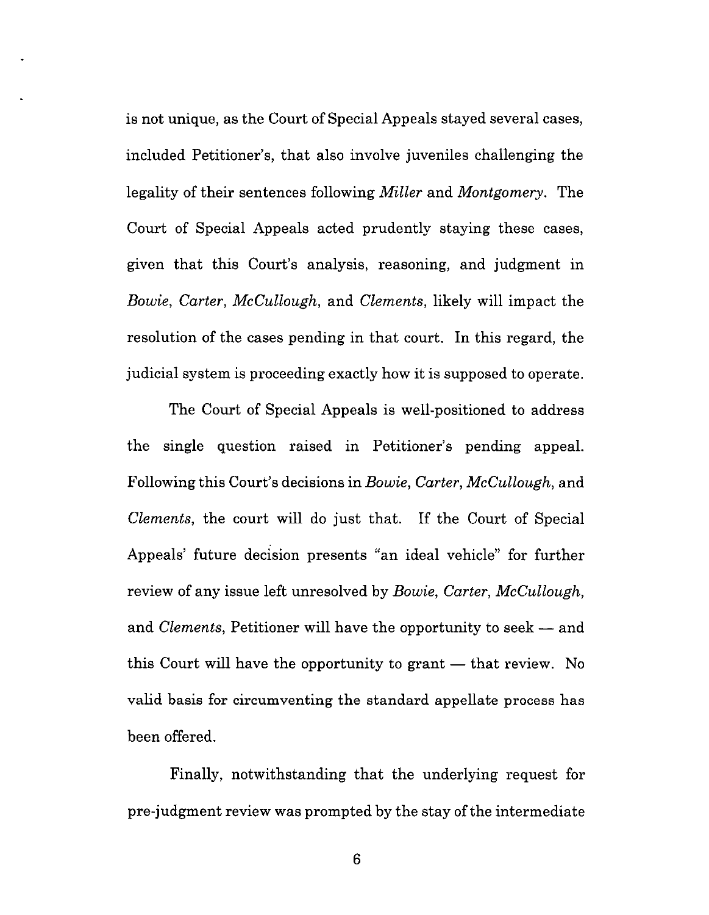is not unique, as the Court of Special Appeals stayed several cases, included Petitioner's, that also involve juveniles challenging the legality of their sentences following *Miller* and *Montgomery*. The Court of Special Appeals acted prudently staying these cases, given that this Court's analysis, reasoning, and judgment in *Bowie*, *Carter*, *McCullough*, and *Clements*, likely will impact the resolution of the cases pending in that court. In this regard, the judicial system is proceeding exactly how it is supposed to operate.

The Court of Special Appeals is well-positioned to address the single question raised in Petitioner's pending appeal. Following this Court's decisions in *Bowie*, *Carter*, *McCullough*, and *Clements*, the court will do just that. If the Court of Special Appeals' future decision presents "an ideal vehicle" for further review of any issue left unresolved by *Bowie*, *Carter*, *McCullough*, and *Clements*, Petitioner will have the opportunity to seek — and this Court will have the opportunity to grant — that review. No valid basis for circumventing the standard appellate process has been offered.

Finally, notwithstanding that the underlying request for pre-judgment review was prompted by the stay of the intermediate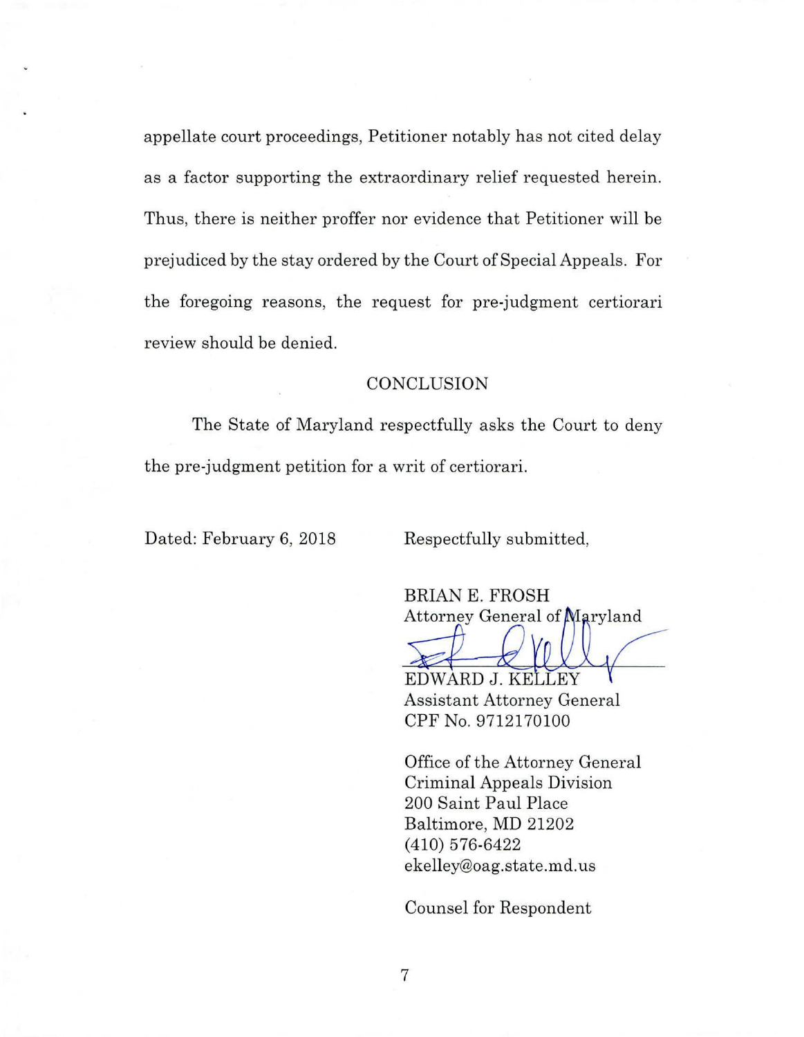appellate court proceedings, Petitioner notably has not cited delay as a factor supporting the extraordinary relief requested herein. Thus, there is neither proffer nor evidence that Petitioner will be prejudiced by the stay ordered by the Court of Special Appeals. For the foregoing reasons, the request for pre-judgment certiorari review should be denied.

## CONCLUSION

The State of Maryland respectfully asks the Court to deny the pre-judgment petition for a writ of certiorari.

Dated: February 6, 2018

Respectfully submitted,

BRIAN E. FROSH
Attorney General of Maryland

EDWARD J. KELLEY
Assistant Attorney General
CPF No. 9712170100

Office of the Attorney General
Criminal Appeals Division
200 Saint Paul Place
Baltimore, MD 21202
(410) 576-6422
ekelley@oag.state.md.us

Counsel for Respondent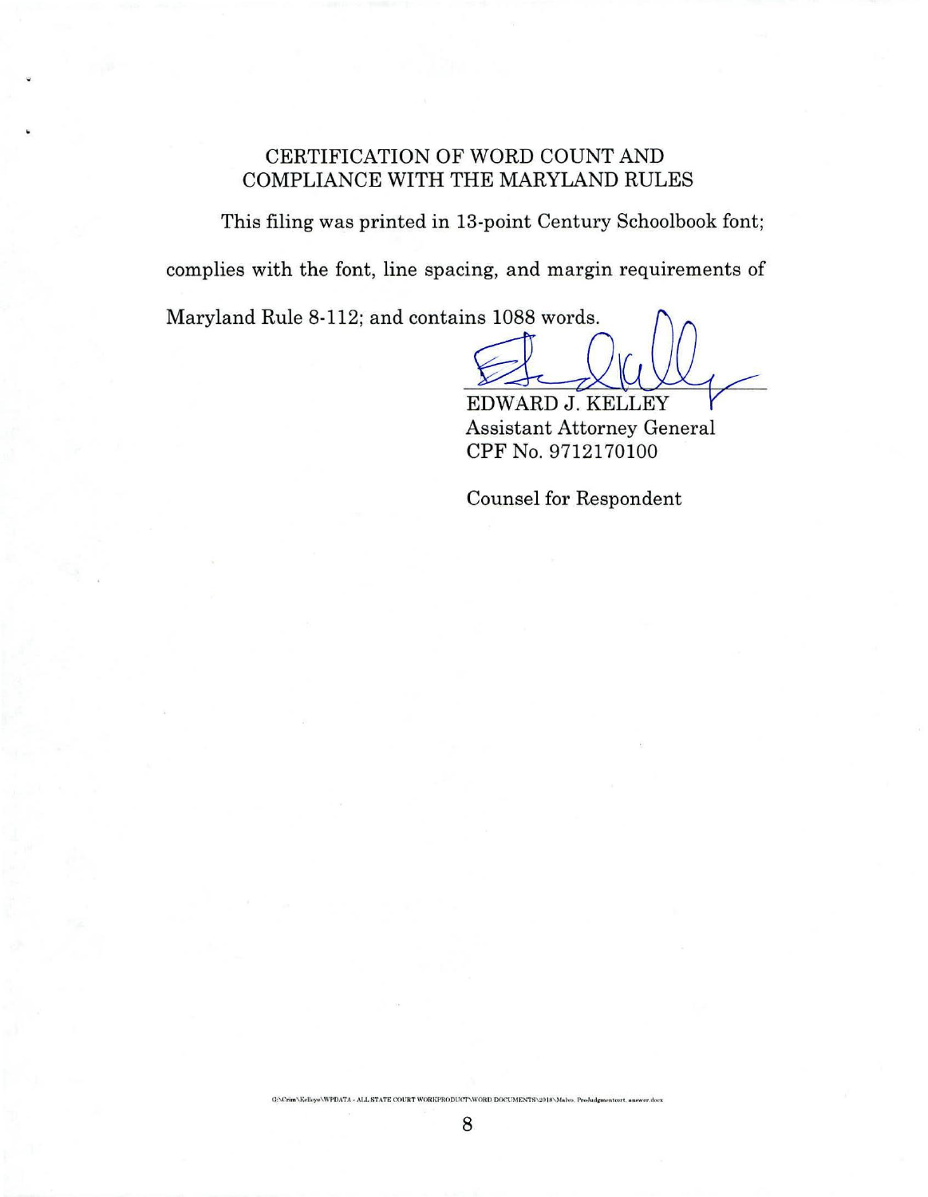## CERTIFICATION OF WORD COUNT AND COMPLIANCE WITH THE MARYLAND RULES

This filing was printed in 13-point Century Schoolbook font; complies with the font, line spacing, and margin requirements of Maryland Rule 8-112; and contains 1088 words.

EDWARD J. KELLEY
Assistant Attorney General
CPF No. 9712170100

Counsel for Respondent

G:\Crim\Kelleye\WPDATA - ALL STATE COURT WORKPRODUCT\WORD DOCUMENTS\2018\Malvo, PreJudgmentcert. answer.docx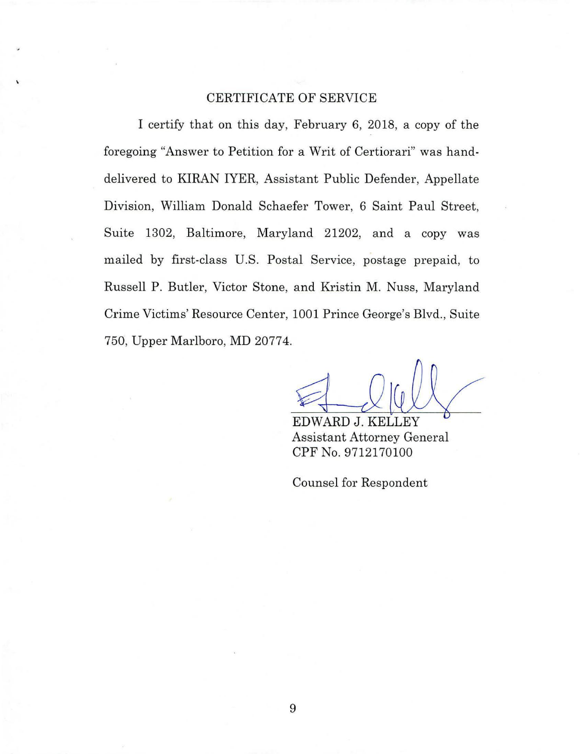## CERTIFICATE OF SERVICE

I certify that on this day, February 6, 2018, a copy of the foregoing "Answer to Petition for a Writ of Certiorari" was hand-delivered to KIRAN IYER, Assistant Public Defender, Appellate Division, William Donald Schaefer Tower, 6 Saint Paul Street, Suite 1302, Baltimore, Maryland 21202, and a copy was mailed by first-class U.S. Postal Service, postage prepaid, to Russell P. Butler, Victor Stone, and Kristin M. Nuss, Maryland Crime Victims' Resource Center, 1001 Prince George's Blvd., Suite 750, Upper Marlboro, MD 20774.

EDWARD J. KELLEY
Assistant Attorney General
CPF No. 9712170100

Counsel for Respondent